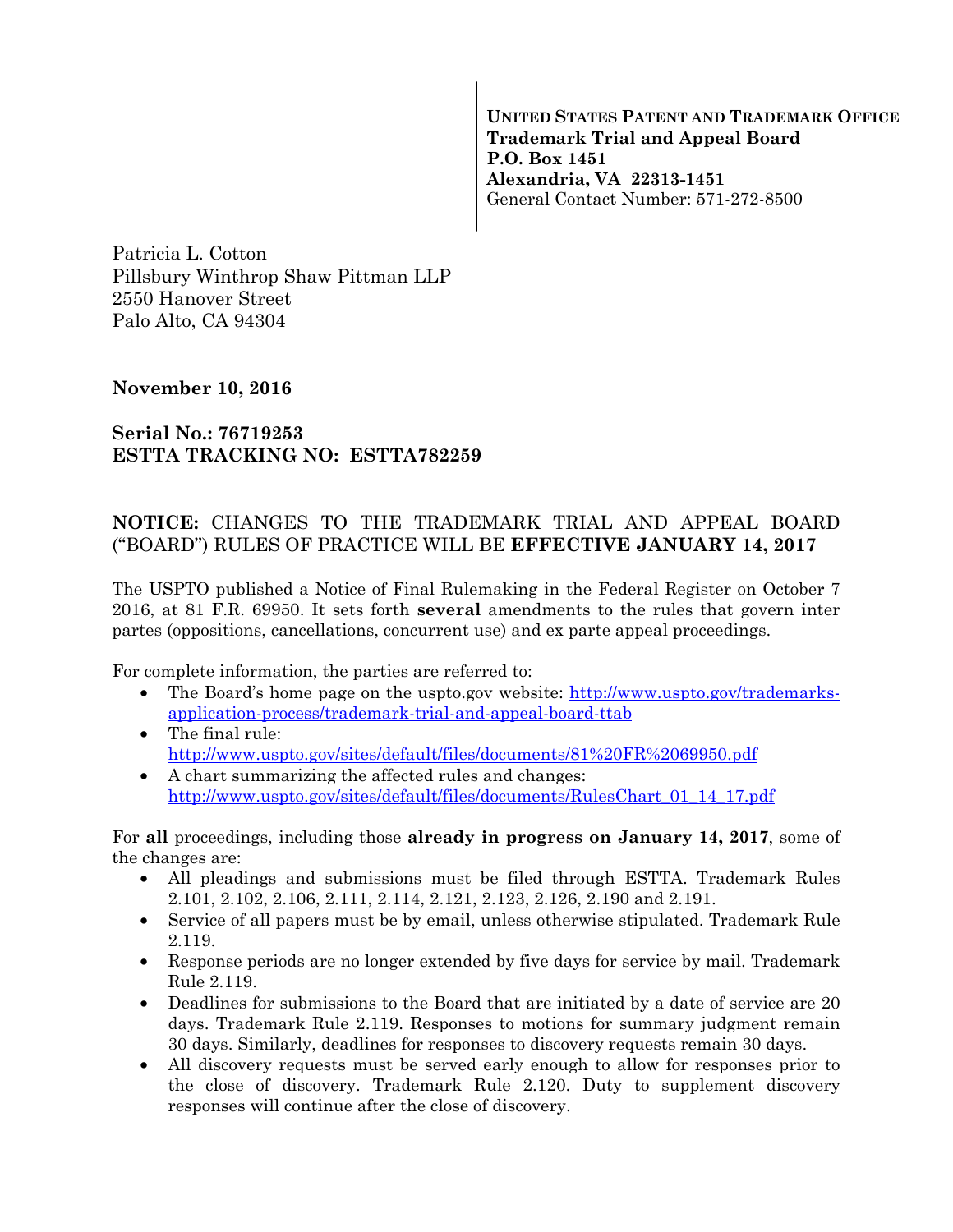**UNITED STATES PATENT AND TRADEMARK OFFICE**
**Trademark Trial and Appeal Board**
**P.O. Box 1451**
**Alexandria, VA 22313-1451**
General Contact Number: 571-272-8500

Patricia L. Cotton
Pillsbury Winthrop Shaw Pittman LLP
2550 Hanover Street
Palo Alto, CA 94304

**November 10, 2016**

**Serial No.: 76719253**
**ESTTA TRACKING NO: ESTTA782259**

**NOTICE:** CHANGES TO THE TRADEMARK TRIAL AND APPEAL BOARD ("BOARD") RULES OF PRACTICE WILL BE **EFFECTIVE JANUARY 14, 2017**

The USPTO published a Notice of Final Rulemaking in the Federal Register on October 7 2016, at 81 F.R. 69950. It sets forth **several** amendments to the rules that govern inter partes (oppositions, cancellations, concurrent use) and ex parte appeal proceedings.

For complete information, the parties are referred to:

- The Board's home page on the uspto.gov website: http://www.uspto.gov/trademarks-application-process/trademark-trial-and-appeal-board-ttab
- The final rule: http://www.uspto.gov/sites/default/files/documents/81%20FR%2069950.pdf
- A chart summarizing the affected rules and changes: http://www.uspto.gov/sites/default/files/documents/RulesChart_01_14_17.pdf

For **all** proceedings, including those **already in progress on January 14, 2017**, some of the changes are:

- All pleadings and submissions must be filed through ESTTA. Trademark Rules 2.101, 2.102, 2.106, 2.111, 2.114, 2.121, 2.123, 2.126, 2.190 and 2.191.
- Service of all papers must be by email, unless otherwise stipulated. Trademark Rule 2.119.
- Response periods are no longer extended by five days for service by mail. Trademark Rule 2.119.
- Deadlines for submissions to the Board that are initiated by a date of service are 20 days. Trademark Rule 2.119. Responses to motions for summary judgment remain 30 days. Similarly, deadlines for responses to discovery requests remain 30 days.
- All discovery requests must be served early enough to allow for responses prior to the close of discovery. Trademark Rule 2.120. Duty to supplement discovery responses will continue after the close of discovery.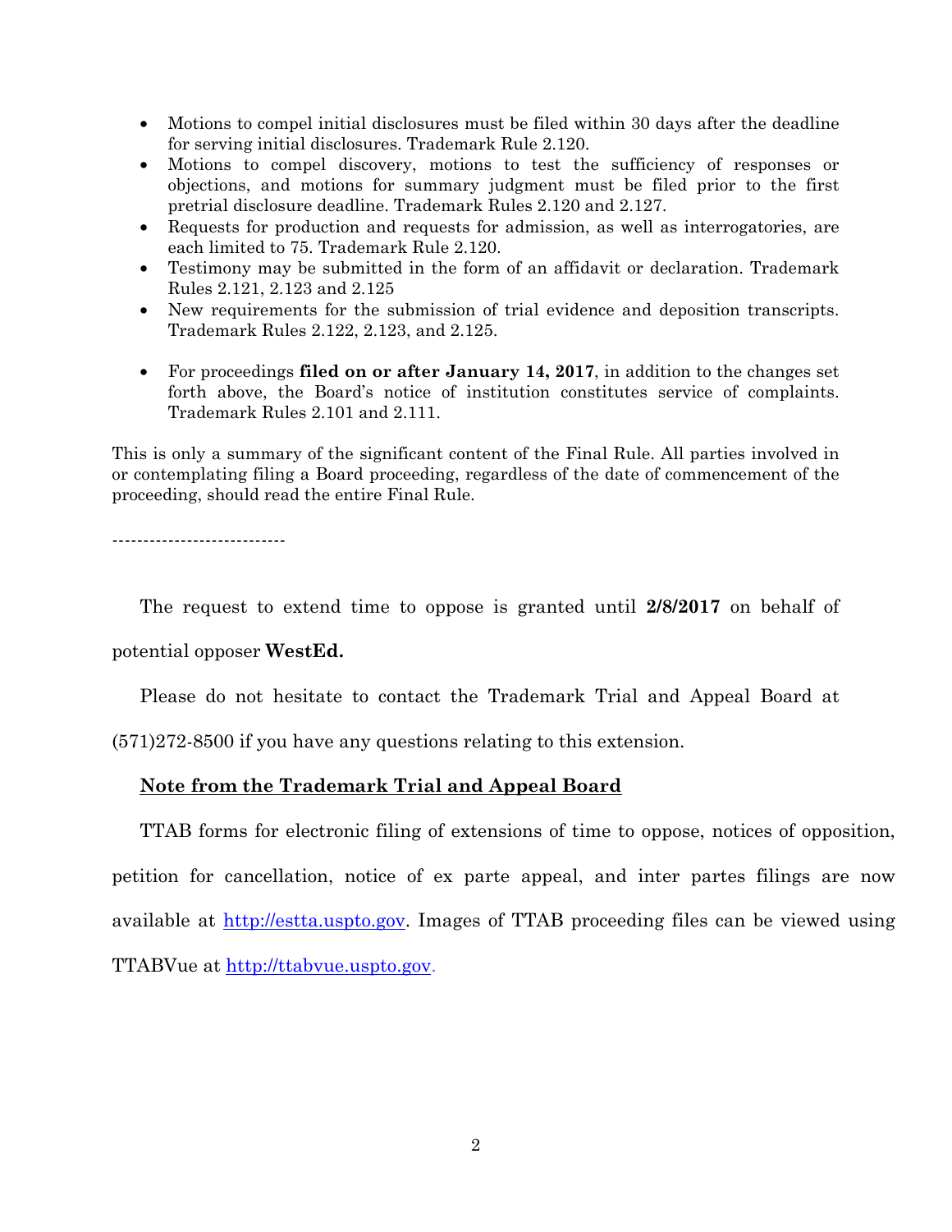- Motions to compel initial disclosures must be filed within 30 days after the deadline for serving initial disclosures. Trademark Rule 2.120.
- Motions to compel discovery, motions to test the sufficiency of responses or objections, and motions for summary judgment must be filed prior to the first pretrial disclosure deadline. Trademark Rules 2.120 and 2.127.
- Requests for production and requests for admission, as well as interrogatories, are each limited to 75. Trademark Rule 2.120.
- Testimony may be submitted in the form of an affidavit or declaration. Trademark Rules 2.121, 2.123 and 2.125
- New requirements for the submission of trial evidence and deposition transcripts. Trademark Rules 2.122, 2.123, and 2.125.

- For proceedings **filed on or after January 14, 2017**, in addition to the changes set forth above, the Board's notice of institution constitutes service of complaints. Trademark Rules 2.101 and 2.111.

This is only a summary of the significant content of the Final Rule. All parties involved in or contemplating filing a Board proceeding, regardless of the date of commencement of the proceeding, should read the entire Final Rule.

----------------------------

The request to extend time to oppose is granted until **2/8/2017** on behalf of potential opposer **WestEd.**

Please do not hesitate to contact the Trademark Trial and Appeal Board at (571)272-8500 if you have any questions relating to this extension.

**Note from the Trademark Trial and Appeal Board**

TTAB forms for electronic filing of extensions of time to oppose, notices of opposition, petition for cancellation, notice of ex parte appeal, and inter partes filings are now available at http://estta.uspto.gov. Images of TTAB proceeding files can be viewed using TTABVue at http://ttabvue.uspto.gov.